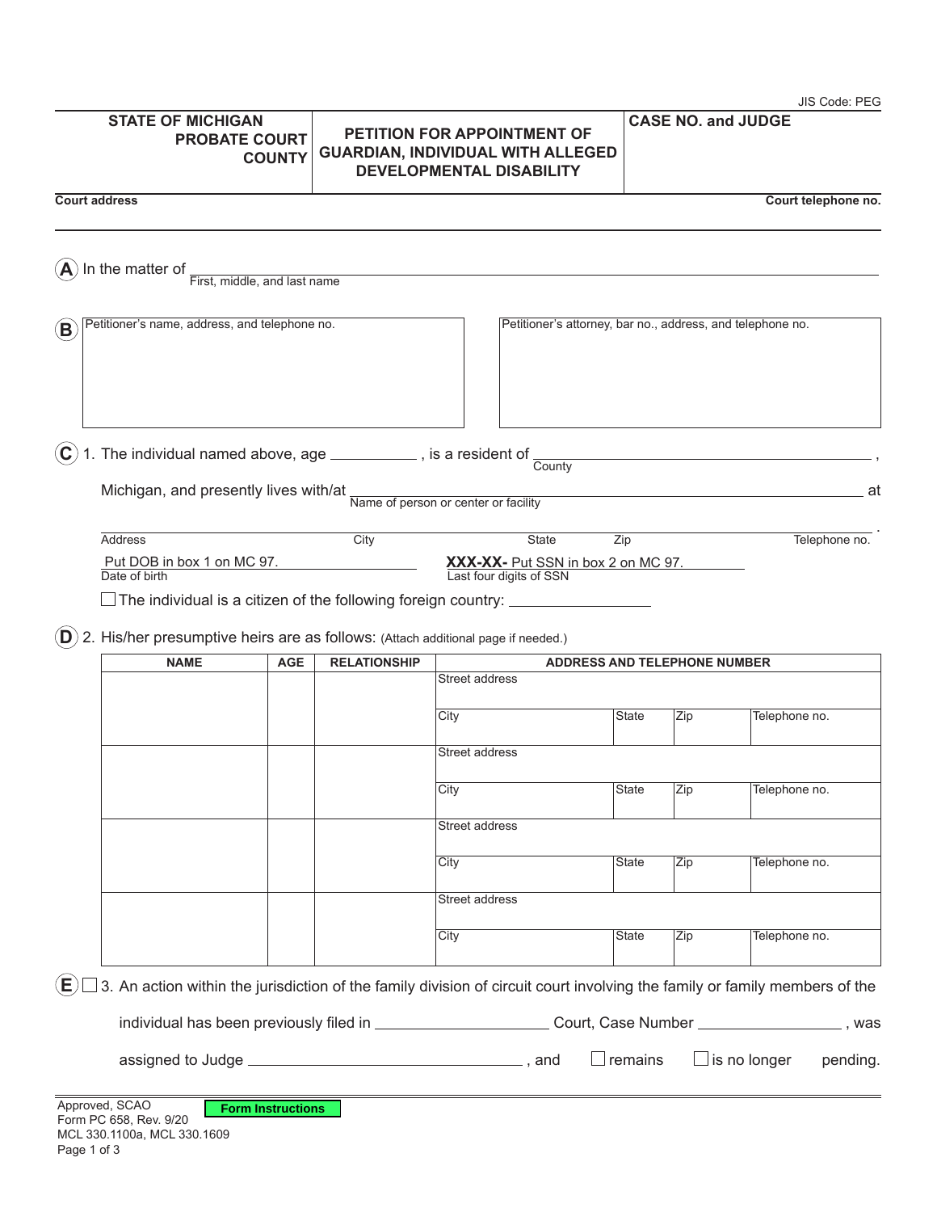JIS Code: PEG

| STATE OF MICHIGAN PROBATE COURT COUNTY | PETITION FOR APPOINTMENT OF GUARDIAN, INDIVIDUAL WITH ALLEGED DEVELOPMENTAL DISABILITY | CASE NO. and JUDGE |
|---|---|---|

Court address | Court telephone no.

**A** In the matter of ______________________________
First, middle, and last name

**B**

| Petitioner's name, address, and telephone no. | Petitioner's attorney, bar no., address, and telephone no. |
|---|---|
| | |

**C** 1. The individual named above, age __________ , is a resident of ______________________ (County), Michigan, and presently lives with/at ______________________ (Name of person or center or facility) at

______________________
Address | City | State | Zip | Telephone no.

Put DOB in box 1 on MC 97.
Date of birth

**XXX-XX-** Put SSN in box 2 on MC 97.
Last four digits of SSN

☐ The individual is a citizen of the following foreign country: ______________

**D** 2. His/her presumptive heirs are as follows: (Attach additional page if needed.)

| NAME | AGE | RELATIONSHIP | ADDRESS AND TELEPHONE NUMBER | | | |
|---|---|---|---|---|---|---|
| | | | Street address | | | |
| | | | City | State | Zip | Telephone no. |
| | | | Street address | | | |
| | | | City | State | Zip | Telephone no. |
| | | | Street address | | | |
| | | | City | State | Zip | Telephone no. |
| | | | Street address | | | |
| | | | City | State | Zip | Telephone no. |

**E** ☐ 3. An action within the jurisdiction of the family division of circuit court involving the family or family members of the individual has been previously filed in ______________ Court, Case Number ______________ , was assigned to Judge ______________________ , and ☐ remains ☐ is no longer pending.

Approved, SCAO
Form PC 658, Rev. 9/20
MCL 330.1100a, MCL 330.1609

Form Instructions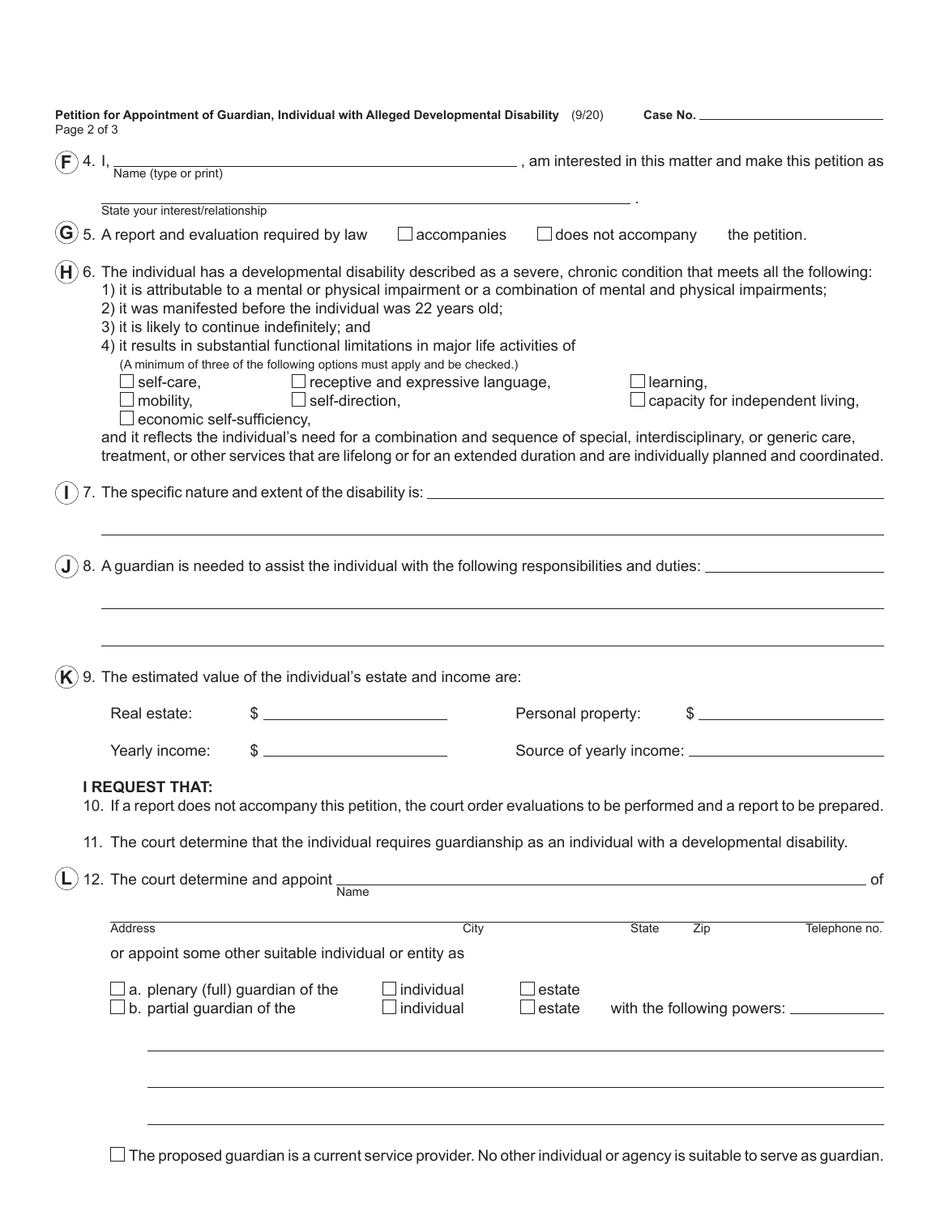**Petition for Appointment of Guardian, Individual with Alleged Developmental Disability** (9/20) **Case No.** ______________________

(F) 4. I, ______________________________ , am interested in this matter and make this petition as
Name (type or print)

______________________________ .
State your interest/relationship

(G) 5. A report and evaluation required by law ☐ accompanies ☐ does not accompany the petition.

(H) 6. The individual has a developmental disability described as a severe, chronic condition that meets all the following:
1) it is attributable to a mental or physical impairment or a combination of mental and physical impairments;
2) it was manifested before the individual was 22 years old;
3) it is likely to continue indefinitely; and
4) it results in substantial functional limitations in major life activities of
(A minimum of three of the following options must apply and be checked.)
☐ self-care, ☐ receptive and expressive language, ☐ learning,
☐ mobility, ☐ self-direction, ☐ capacity for independent living,
☐ economic self-sufficiency,
and it reflects the individual's need for a combination and sequence of special, interdisciplinary, or generic care, treatment, or other services that are lifelong or for an extended duration and are individually planned and coordinated.

(I) 7. The specific nature and extent of the disability is: ______________________________

______________________________

(J) 8. A guardian is needed to assist the individual with the following responsibilities and duties: ______________________________

______________________________

______________________________

(K) 9. The estimated value of the individual's estate and income are:

Real estate: $ ______________ Personal property: $ ______________

Yearly income: $ ______________ Source of yearly income: ______________

**I REQUEST THAT:**

10. If a report does not accompany this petition, the court order evaluations to be performed and a report to be prepared.

11. The court determine that the individual requires guardianship as an individual with a developmental disability.

(L) 12. The court determine and appoint ______________________________ of
Name

______________________________
Address City State Zip Telephone no.

or appoint some other suitable individual or entity as

☐ a. plenary (full) guardian of the ☐ individual ☐ estate
☐ b. partial guardian of the ☐ individual ☐ estate with the following powers: ______________

______________________________

______________________________

______________________________

☐ The proposed guardian is a current service provider. No other individual or agency is suitable to serve as guardian.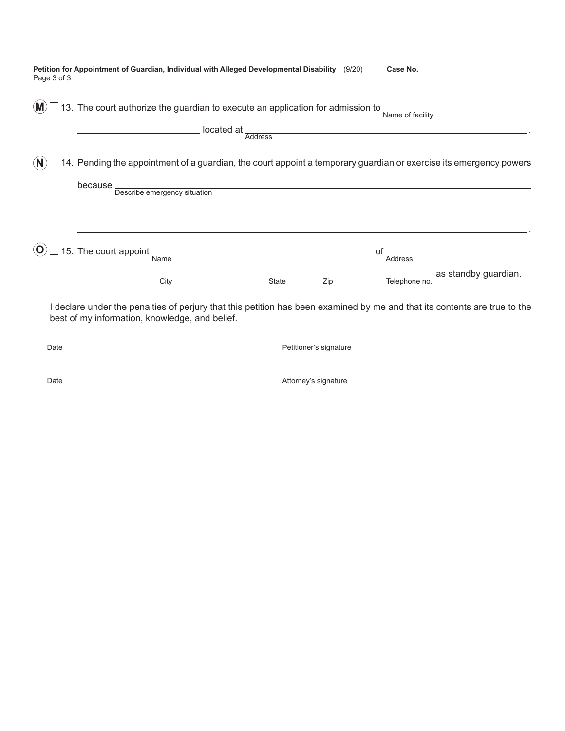Petition for Appointment of Guardian, Individual with Alleged Developmental Disability (9/20) Case No. ______________________

(M) ☐ 13. The court authorize the guardian to execute an application for admission to ______________________ (Name of facility)

______________________ located at ______________________ (Address) .

(N) ☐ 14. Pending the appointment of a guardian, the court appoint a temporary guardian or exercise its emergency powers

because ______________________ (Describe emergency situation)

______________________

______________________ .

(O) ☐ 15. The court appoint ______________________ (Name) of ______________________ (Address)

______________________ (City) ______ (State) ______ (Zip) ______________ (Telephone no.) as standby guardian.

I declare under the penalties of perjury that this petition has been examined by me and that its contents are true to the best of my information, knowledge, and belief.

______________________
Date

______________________
Petitioner's signature

______________________
Date

______________________
Attorney's signature